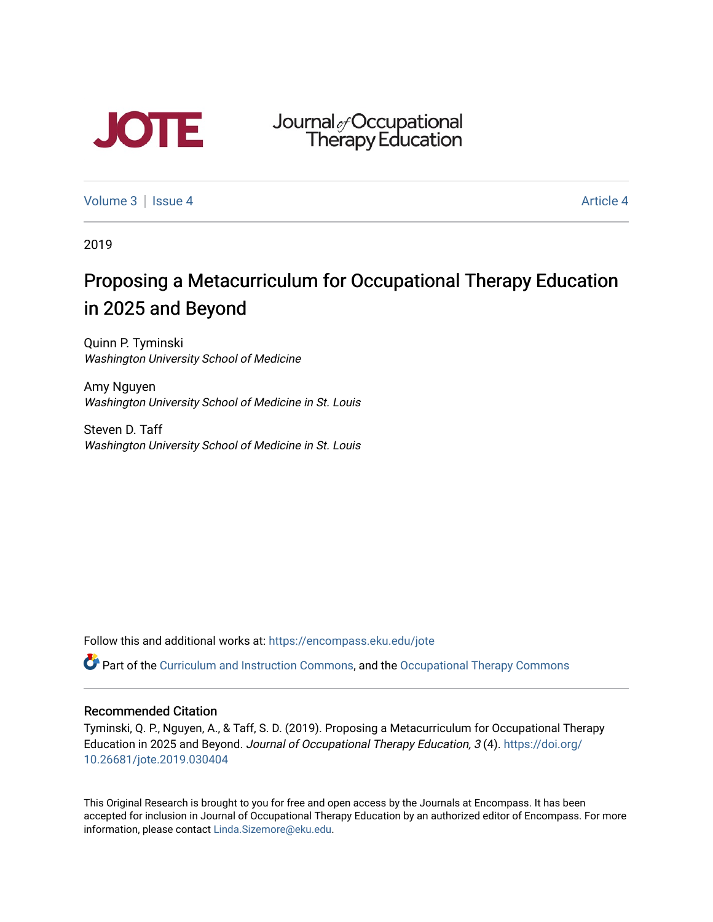JOTE

Journal of Occupational Therapy Education

Volume 3 | Issue 4 Article 4

2019

# Proposing a Metacurriculum for Occupational Therapy Education in 2025 and Beyond

Quinn P. Tyminski
*Washington University School of Medicine*

Amy Nguyen
*Washington University School of Medicine in St. Louis*

Steven D. Taff
*Washington University School of Medicine in St. Louis*

Follow this and additional works at: https://encompass.eku.edu/jote

Part of the Curriculum and Instruction Commons, and the Occupational Therapy Commons

## Recommended Citation

Tyminski, Q. P., Nguyen, A., & Taff, S. D. (2019). Proposing a Metacurriculum for Occupational Therapy Education in 2025 and Beyond. *Journal of Occupational Therapy Education, 3* (4). https://doi.org/10.26681/jote.2019.030404

This Original Research is brought to you for free and open access by the Journals at Encompass. It has been accepted for inclusion in Journal of Occupational Therapy Education by an authorized editor of Encompass. For more information, please contact Linda.Sizemore@eku.edu.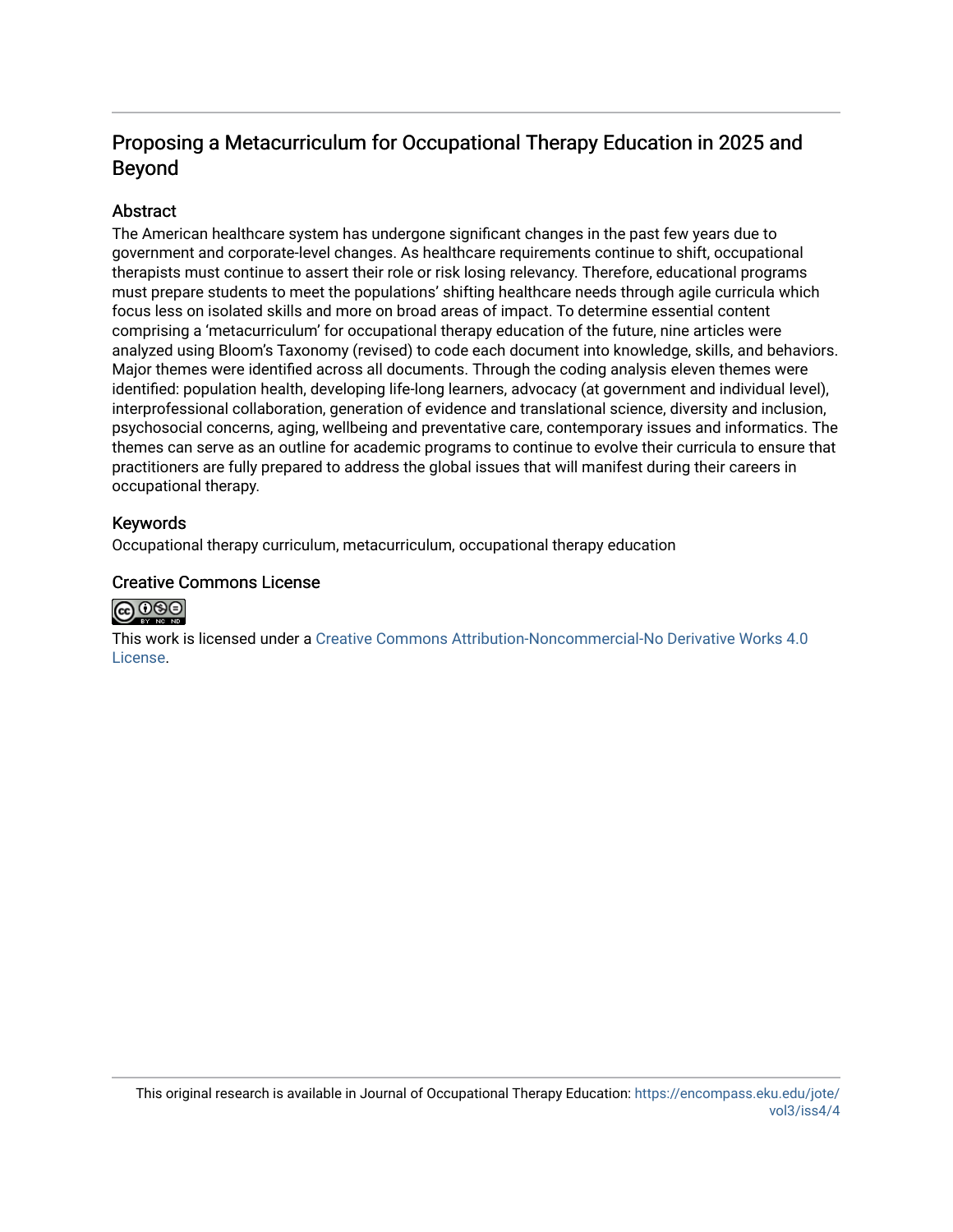# Proposing a Metacurriculum for Occupational Therapy Education in 2025 and Beyond

## Abstract

The American healthcare system has undergone significant changes in the past few years due to government and corporate-level changes. As healthcare requirements continue to shift, occupational therapists must continue to assert their role or risk losing relevancy. Therefore, educational programs must prepare students to meet the populations' shifting healthcare needs through agile curricula which focus less on isolated skills and more on broad areas of impact. To determine essential content comprising a 'metacurriculum' for occupational therapy education of the future, nine articles were analyzed using Bloom's Taxonomy (revised) to code each document into knowledge, skills, and behaviors. Major themes were identified across all documents. Through the coding analysis eleven themes were identified: population health, developing life-long learners, advocacy (at government and individual level), interprofessional collaboration, generation of evidence and translational science, diversity and inclusion, psychosocial concerns, aging, wellbeing and preventative care, contemporary issues and informatics. The themes can serve as an outline for academic programs to continue to evolve their curricula to ensure that practitioners are fully prepared to address the global issues that will manifest during their careers in occupational therapy.

## Keywords

Occupational therapy curriculum, metacurriculum, occupational therapy education

## Creative Commons License

This work is licensed under a Creative Commons Attribution-Noncommercial-No Derivative Works 4.0 License.

This original research is available in Journal of Occupational Therapy Education: https://encompass.eku.edu/jote/vol3/iss4/4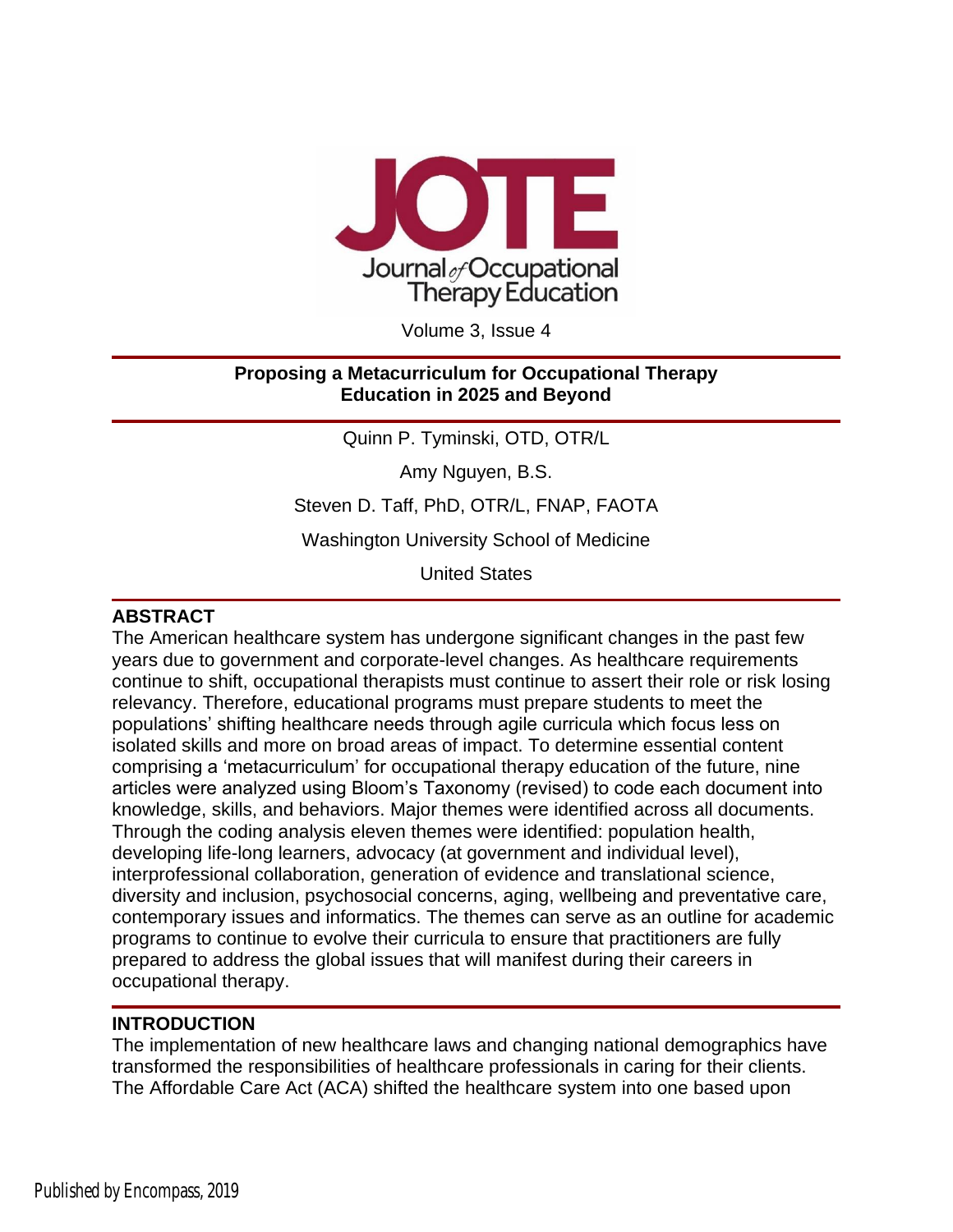# Proposing a Metacurriculum for Occupational Therapy Education in 2025 and Beyond

Quinn P. Tyminski, OTD, OTR/L

Amy Nguyen, B.S.

Steven D. Taff, PhD, OTR/L, FNAP, FAOTA

Washington University School of Medicine

United States

## ABSTRACT

The American healthcare system has undergone significant changes in the past few years due to government and corporate-level changes. As healthcare requirements continue to shift, occupational therapists must continue to assert their role or risk losing relevancy. Therefore, educational programs must prepare students to meet the populations' shifting healthcare needs through agile curricula which focus less on isolated skills and more on broad areas of impact. To determine essential content comprising a 'metacurriculum' for occupational therapy education of the future, nine articles were analyzed using Bloom's Taxonomy (revised) to code each document into knowledge, skills, and behaviors. Major themes were identified across all documents. Through the coding analysis eleven themes were identified: population health, developing life-long learners, advocacy (at government and individual level), interprofessional collaboration, generation of evidence and translational science, diversity and inclusion, psychosocial concerns, aging, wellbeing and preventative care, contemporary issues and informatics. The themes can serve as an outline for academic programs to continue to evolve their curricula to ensure that practitioners are fully prepared to address the global issues that will manifest during their careers in occupational therapy.

## INTRODUCTION

The implementation of new healthcare laws and changing national demographics have transformed the responsibilities of healthcare professionals in caring for their clients. The Affordable Care Act (ACA) shifted the healthcare system into one based upon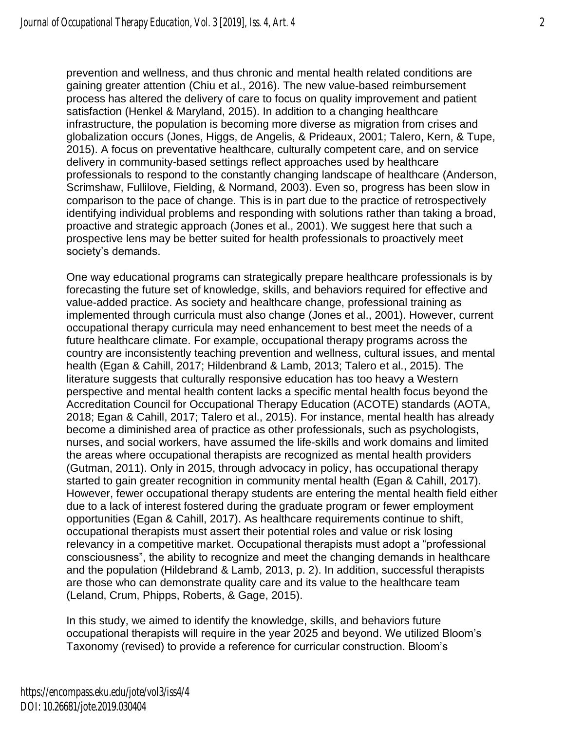prevention and wellness, and thus chronic and mental health related conditions are gaining greater attention (Chiu et al., 2016). The new value-based reimbursement process has altered the delivery of care to focus on quality improvement and patient satisfaction (Henkel & Maryland, 2015). In addition to a changing healthcare infrastructure, the population is becoming more diverse as migration from crises and globalization occurs (Jones, Higgs, de Angelis, & Prideaux, 2001; Talero, Kern, & Tupe, 2015). A focus on preventative healthcare, culturally competent care, and on service delivery in community-based settings reflect approaches used by healthcare professionals to respond to the constantly changing landscape of healthcare (Anderson, Scrimshaw, Fullilove, Fielding, & Normand, 2003). Even so, progress has been slow in comparison to the pace of change. This is in part due to the practice of retrospectively identifying individual problems and responding with solutions rather than taking a broad, proactive and strategic approach (Jones et al., 2001). We suggest here that such a prospective lens may be better suited for health professionals to proactively meet society's demands.

One way educational programs can strategically prepare healthcare professionals is by forecasting the future set of knowledge, skills, and behaviors required for effective and value-added practice. As society and healthcare change, professional training as implemented through curricula must also change (Jones et al., 2001). However, current occupational therapy curricula may need enhancement to best meet the needs of a future healthcare climate. For example, occupational therapy programs across the country are inconsistently teaching prevention and wellness, cultural issues, and mental health (Egan & Cahill, 2017; Hildenbrand & Lamb, 2013; Talero et al., 2015). The literature suggests that culturally responsive education has too heavy a Western perspective and mental health content lacks a specific mental health focus beyond the Accreditation Council for Occupational Therapy Education (ACOTE) standards (AOTA, 2018; Egan & Cahill, 2017; Talero et al., 2015). For instance, mental health has already become a diminished area of practice as other professionals, such as psychologists, nurses, and social workers, have assumed the life-skills and work domains and limited the areas where occupational therapists are recognized as mental health providers (Gutman, 2011). Only in 2015, through advocacy in policy, has occupational therapy started to gain greater recognition in community mental health (Egan & Cahill, 2017). However, fewer occupational therapy students are entering the mental health field either due to a lack of interest fostered during the graduate program or fewer employment opportunities (Egan & Cahill, 2017). As healthcare requirements continue to shift, occupational therapists must assert their potential roles and value or risk losing relevancy in a competitive market. Occupational therapists must adopt a "professional consciousness", the ability to recognize and meet the changing demands in healthcare and the population (Hildebrand & Lamb, 2013, p. 2). In addition, successful therapists are those who can demonstrate quality care and its value to the healthcare team (Leland, Crum, Phipps, Roberts, & Gage, 2015).

In this study, we aimed to identify the knowledge, skills, and behaviors future occupational therapists will require in the year 2025 and beyond. We utilized Bloom's Taxonomy (revised) to provide a reference for curricular construction. Bloom's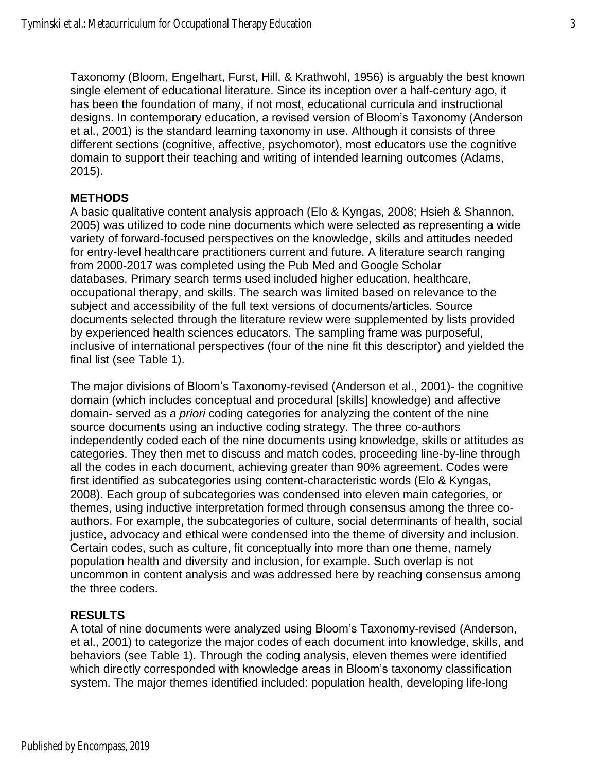Taxonomy (Bloom, Engelhart, Furst, Hill, & Krathwohl, 1956) is arguably the best known single element of educational literature. Since its inception over a half-century ago, it has been the foundation of many, if not most, educational curricula and instructional designs. In contemporary education, a revised version of Bloom's Taxonomy (Anderson et al., 2001) is the standard learning taxonomy in use. Although it consists of three different sections (cognitive, affective, psychomotor), most educators use the cognitive domain to support their teaching and writing of intended learning outcomes (Adams, 2015).

## METHODS

A basic qualitative content analysis approach (Elo & Kyngas, 2008; Hsieh & Shannon, 2005) was utilized to code nine documents which were selected as representing a wide variety of forward-focused perspectives on the knowledge, skills and attitudes needed for entry-level healthcare practitioners current and future. A literature search ranging from 2000-2017 was completed using the Pub Med and Google Scholar databases. Primary search terms used included higher education, healthcare, occupational therapy, and skills. The search was limited based on relevance to the subject and accessibility of the full text versions of documents/articles. Source documents selected through the literature review were supplemented by lists provided by experienced health sciences educators. The sampling frame was purposeful, inclusive of international perspectives (four of the nine fit this descriptor) and yielded the final list (see Table 1).

The major divisions of Bloom's Taxonomy-revised (Anderson et al., 2001)- the cognitive domain (which includes conceptual and procedural [skills] knowledge) and affective domain- served as *a priori* coding categories for analyzing the content of the nine source documents using an inductive coding strategy. The three co-authors independently coded each of the nine documents using knowledge, skills or attitudes as categories. They then met to discuss and match codes, proceeding line-by-line through all the codes in each document, achieving greater than 90% agreement. Codes were first identified as subcategories using content-characteristic words (Elo & Kyngas, 2008). Each group of subcategories was condensed into eleven main categories, or themes, using inductive interpretation formed through consensus among the three co-authors. For example, the subcategories of culture, social determinants of health, social justice, advocacy and ethical were condensed into the theme of diversity and inclusion. Certain codes, such as culture, fit conceptually into more than one theme, namely population health and diversity and inclusion, for example. Such overlap is not uncommon in content analysis and was addressed here by reaching consensus among the three coders.

## RESULTS

A total of nine documents were analyzed using Bloom's Taxonomy-revised (Anderson, et al., 2001) to categorize the major codes of each document into knowledge, skills, and behaviors (see Table 1). Through the coding analysis, eleven themes were identified which directly corresponded with knowledge areas in Bloom's taxonomy classification system. The major themes identified included: population health, developing life-long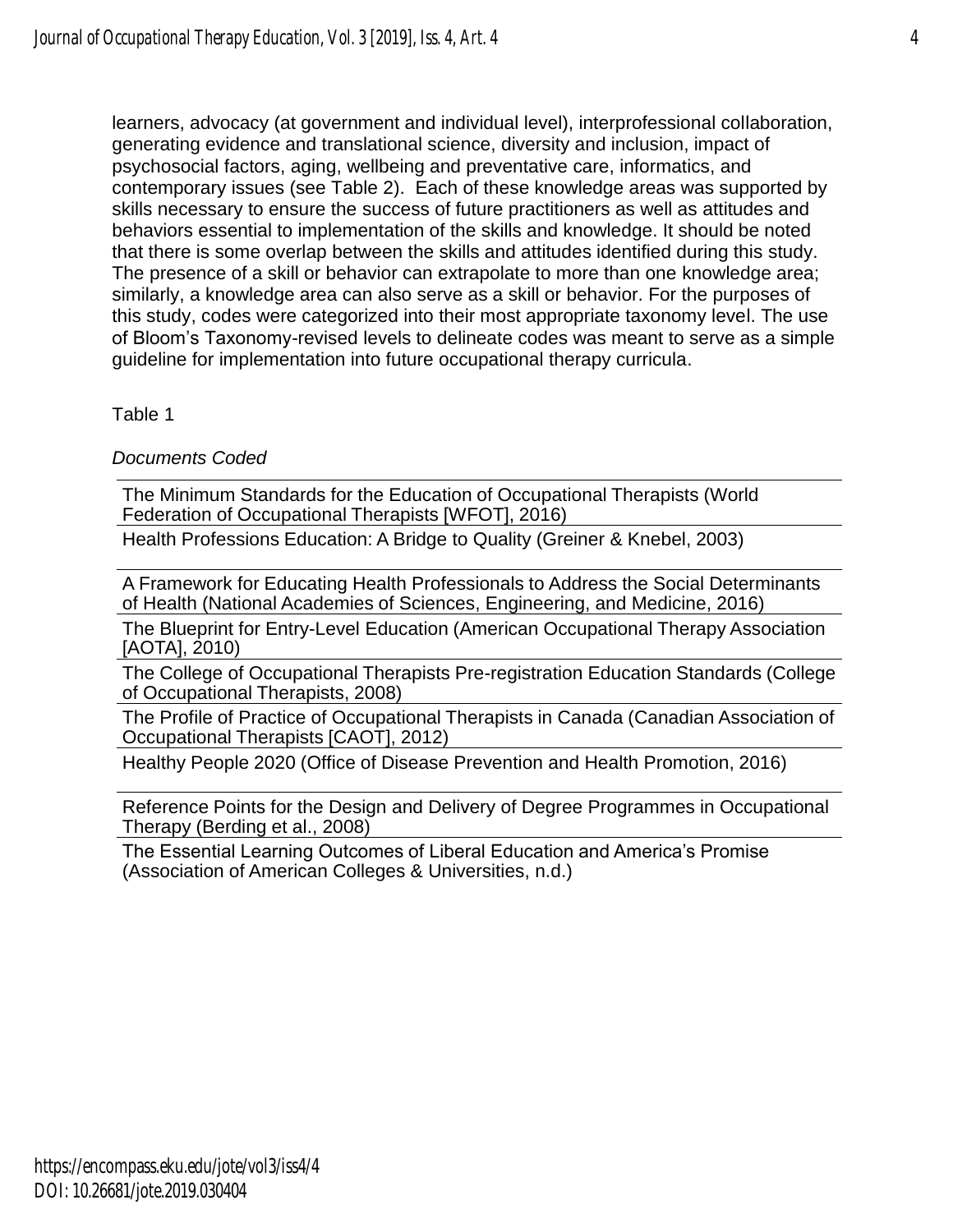learners, advocacy (at government and individual level), interprofessional collaboration, generating evidence and translational science, diversity and inclusion, impact of psychosocial factors, aging, wellbeing and preventative care, informatics, and contemporary issues (see Table 2). Each of these knowledge areas was supported by skills necessary to ensure the success of future practitioners as well as attitudes and behaviors essential to implementation of the skills and knowledge. It should be noted that there is some overlap between the skills and attitudes identified during this study. The presence of a skill or behavior can extrapolate to more than one knowledge area; similarly, a knowledge area can also serve as a skill or behavior. For the purposes of this study, codes were categorized into their most appropriate taxonomy level. The use of Bloom's Taxonomy-revised levels to delineate codes was meant to serve as a simple guideline for implementation into future occupational therapy curricula.

Table 1

*Documents Coded*

| |
|---|
| The Minimum Standards for the Education of Occupational Therapists (World Federation of Occupational Therapists [WFOT], 2016) |
| Health Professions Education: A Bridge to Quality (Greiner & Knebel, 2003) |
| A Framework for Educating Health Professionals to Address the Social Determinants of Health (National Academies of Sciences, Engineering, and Medicine, 2016) |
| The Blueprint for Entry-Level Education (American Occupational Therapy Association [AOTA], 2010) |
| The College of Occupational Therapists Pre-registration Education Standards (College of Occupational Therapists, 2008) |
| The Profile of Practice of Occupational Therapists in Canada (Canadian Association of Occupational Therapists [CAOT], 2012) |
| Healthy People 2020 (Office of Disease Prevention and Health Promotion, 2016) |
| Reference Points for the Design and Delivery of Degree Programmes in Occupational Therapy (Berding et al., 2008) |
| The Essential Learning Outcomes of Liberal Education and America's Promise (Association of American Colleges & Universities, n.d.) |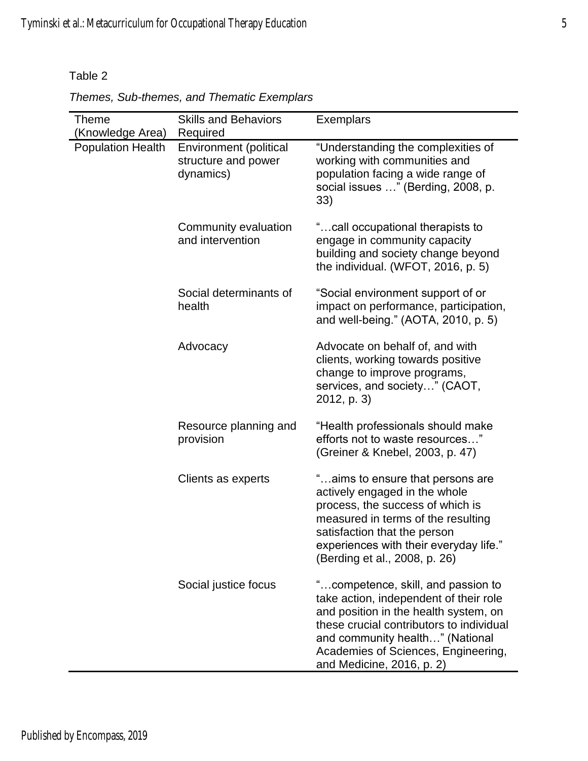Table 2

*Themes, Sub-themes, and Thematic Exemplars*

| Theme (Knowledge Area) | Skills and Behaviors Required | Exemplars |
|---|---|---|
| Population Health | Environment (political structure and power dynamics) | “Understanding the complexities of working with communities and population facing a wide range of social issues …” (Berding, 2008, p. 33) |
| | Community evaluation and intervention | “…call occupational therapists to engage in community capacity building and society change beyond the individual. (WFOT, 2016, p. 5) |
| | Social determinants of health | “Social environment support of or impact on performance, participation, and well-being.” (AOTA, 2010, p. 5) |
| | Advocacy | Advocate on behalf of, and with clients, working towards positive change to improve programs, services, and society…” (CAOT, 2012, p. 3) |
| | Resource planning and provision | “Health professionals should make efforts not to waste resources…” (Greiner & Knebel, 2003, p. 47) |
| | Clients as experts | “…aims to ensure that persons are actively engaged in the whole process, the success of which is measured in terms of the resulting satisfaction that the person experiences with their everyday life.” (Berding et al., 2008, p. 26) |
| | Social justice focus | “…competence, skill, and passion to take action, independent of their role and position in the health system, on these crucial contributors to individual and community health…” (National Academies of Sciences, Engineering, and Medicine, 2016, p. 2) |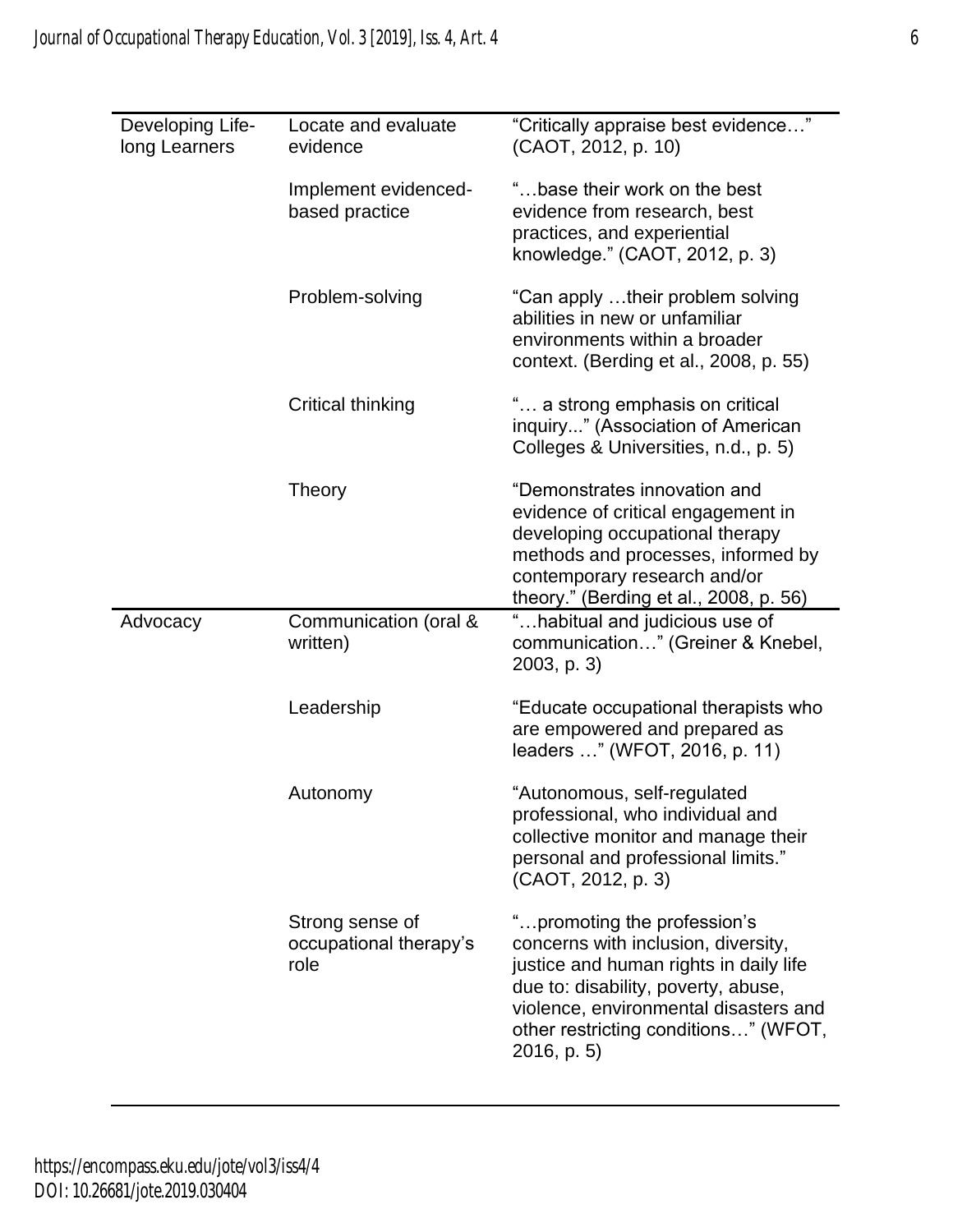| | | |
|---|---|---|
| Developing Life-long Learners | Locate and evaluate evidence | "Critically appraise best evidence…" (CAOT, 2012, p. 10) |
| | Implement evidenced-based practice | "…base their work on the best evidence from research, best practices, and experiential knowledge." (CAOT, 2012, p. 3) |
| | Problem-solving | "Can apply …their problem solving abilities in new or unfamiliar environments within a broader context. (Berding et al., 2008, p. 55) |
| | Critical thinking | "… a strong emphasis on critical inquiry..." (Association of American Colleges & Universities, n.d., p. 5) |
| | Theory | "Demonstrates innovation and evidence of critical engagement in developing occupational therapy methods and processes, informed by contemporary research and/or theory." (Berding et al., 2008, p. 56) |
| Advocacy | Communication (oral & written) | "…habitual and judicious use of communication…" (Greiner & Knebel, 2003, p. 3) |
| | Leadership | "Educate occupational therapists who are empowered and prepared as leaders …" (WFOT, 2016, p. 11) |
| | Autonomy | "Autonomous, self-regulated professional, who individual and collective monitor and manage their personal and professional limits." (CAOT, 2012, p. 3) |
| | Strong sense of occupational therapy's role | "…promoting the profession's concerns with inclusion, diversity, justice and human rights in daily life due to: disability, poverty, abuse, violence, environmental disasters and other restricting conditions…" (WFOT, 2016, p. 5) |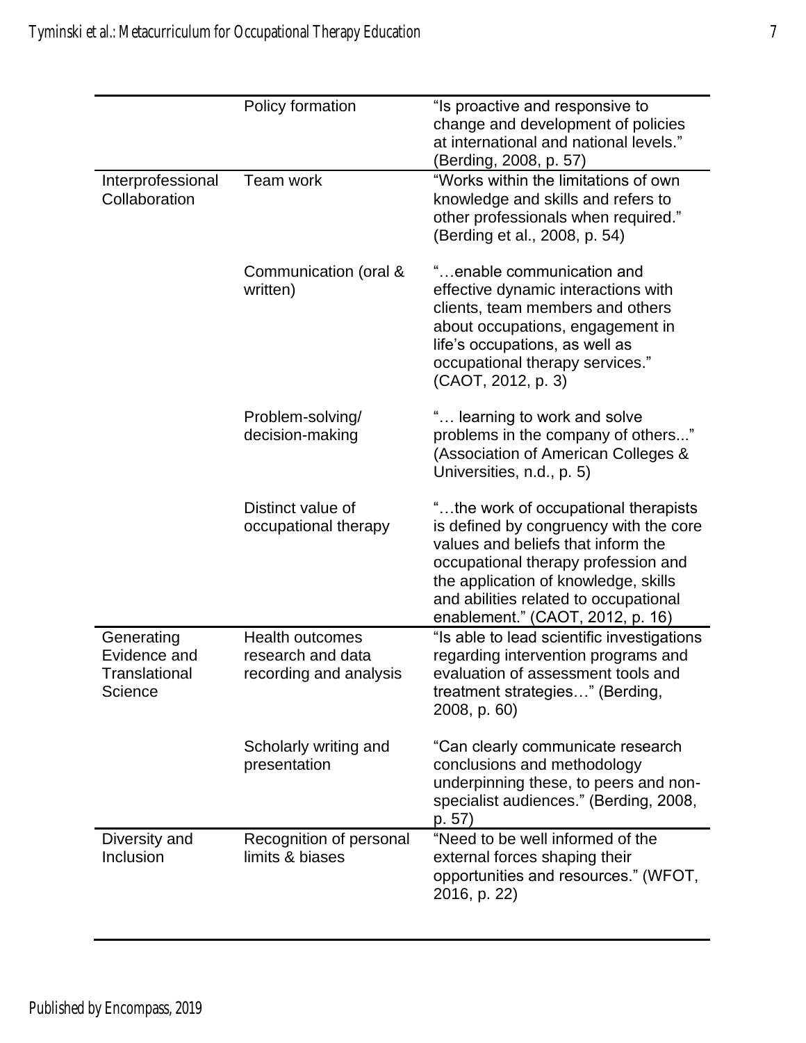| | | |
|---|---|---|
| | Policy formation | "Is proactive and responsive to change and development of policies at international and national levels." (Berding, 2008, p. 57) |
| Interprofessional Collaboration | Team work | "Works within the limitations of own knowledge and skills and refers to other professionals when required." (Berding et al., 2008, p. 54) |
| | Communication (oral & written) | "…enable communication and effective dynamic interactions with clients, team members and others about occupations, engagement in life's occupations, as well as occupational therapy services." (CAOT, 2012, p. 3) |
| | Problem-solving/ decision-making | "… learning to work and solve problems in the company of others..." (Association of American Colleges & Universities, n.d., p. 5) |
| | Distinct value of occupational therapy | "…the work of occupational therapists is defined by congruency with the core values and beliefs that inform the occupational therapy profession and the application of knowledge, skills and abilities related to occupational enablement." (CAOT, 2012, p. 16) |
| Generating Evidence and Translational Science | Health outcomes research and data recording and analysis | "Is able to lead scientific investigations regarding intervention programs and evaluation of assessment tools and treatment strategies…" (Berding, 2008, p. 60) |
| | Scholarly writing and presentation | "Can clearly communicate research conclusions and methodology underpinning these, to peers and non-specialist audiences." (Berding, 2008, p. 57) |
| Diversity and Inclusion | Recognition of personal limits & biases | "Need to be well informed of the external forces shaping their opportunities and resources." (WFOT, 2016, p. 22) |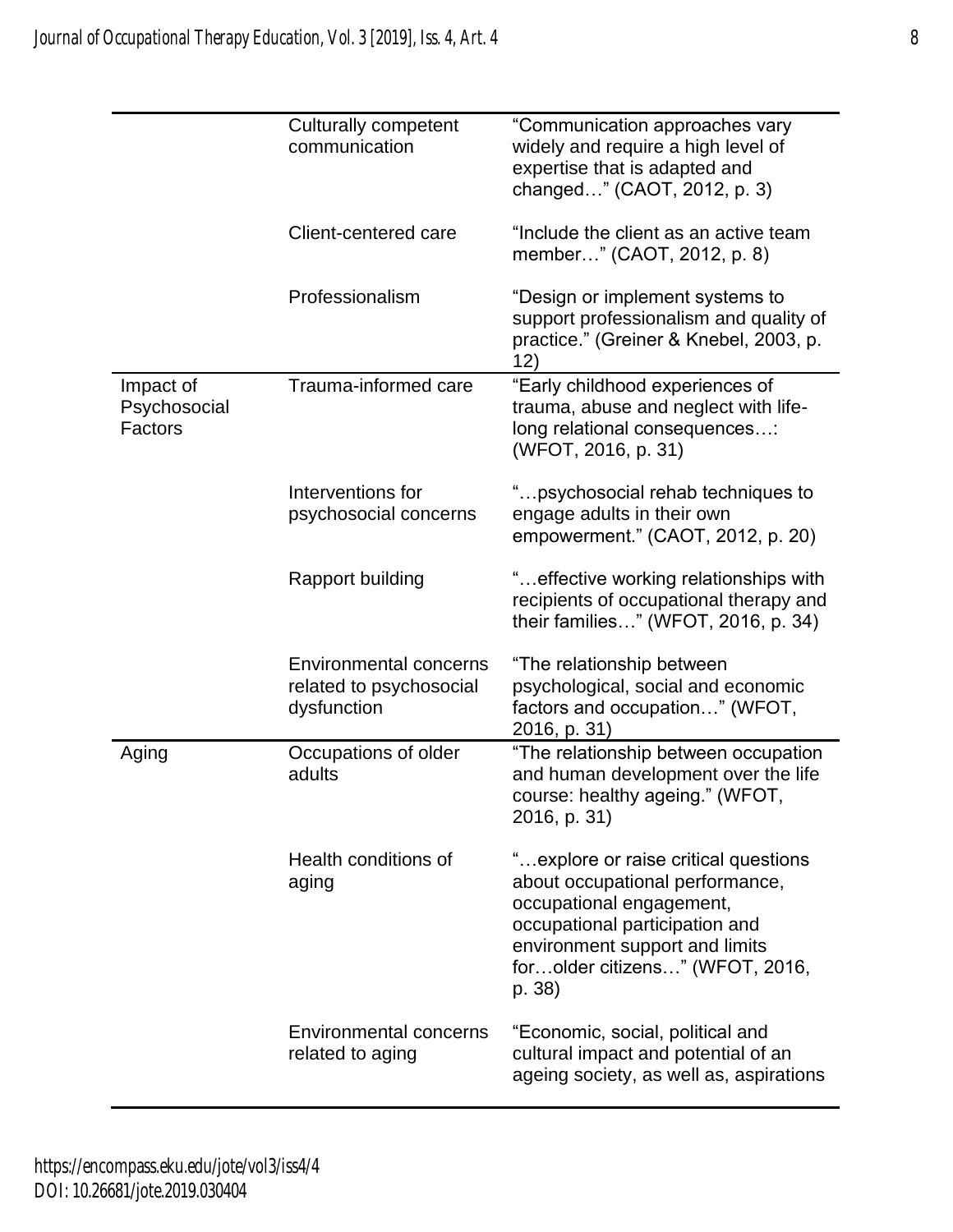| | | |
|---|---|---|
| | Culturally competent communication | "Communication approaches vary widely and require a high level of expertise that is adapted and changed…" (CAOT, 2012, p. 3) |
| | Client-centered care | "Include the client as an active team member…" (CAOT, 2012, p. 8) |
| | Professionalism | "Design or implement systems to support professionalism and quality of practice." (Greiner & Knebel, 2003, p. 12) |
| Impact of Psychosocial Factors | Trauma-informed care | "Early childhood experiences of trauma, abuse and neglect with life-long relational consequences…: (WFOT, 2016, p. 31) |
| | Interventions for psychosocial concerns | "…psychosocial rehab techniques to engage adults in their own empowerment." (CAOT, 2012, p. 20) |
| | Rapport building | "…effective working relationships with recipients of occupational therapy and their families…" (WFOT, 2016, p. 34) |
| | Environmental concerns related to psychosocial dysfunction | "The relationship between psychological, social and economic factors and occupation…" (WFOT, 2016, p. 31) |
| Aging | Occupations of older adults | "The relationship between occupation and human development over the life course: healthy ageing." (WFOT, 2016, p. 31) |
| | Health conditions of aging | "…explore or raise critical questions about occupational performance, occupational engagement, occupational participation and environment support and limits for…older citizens…" (WFOT, 2016, p. 38) |
| | Environmental concerns related to aging | "Economic, social, political and cultural impact and potential of an ageing society, as well as, aspirations |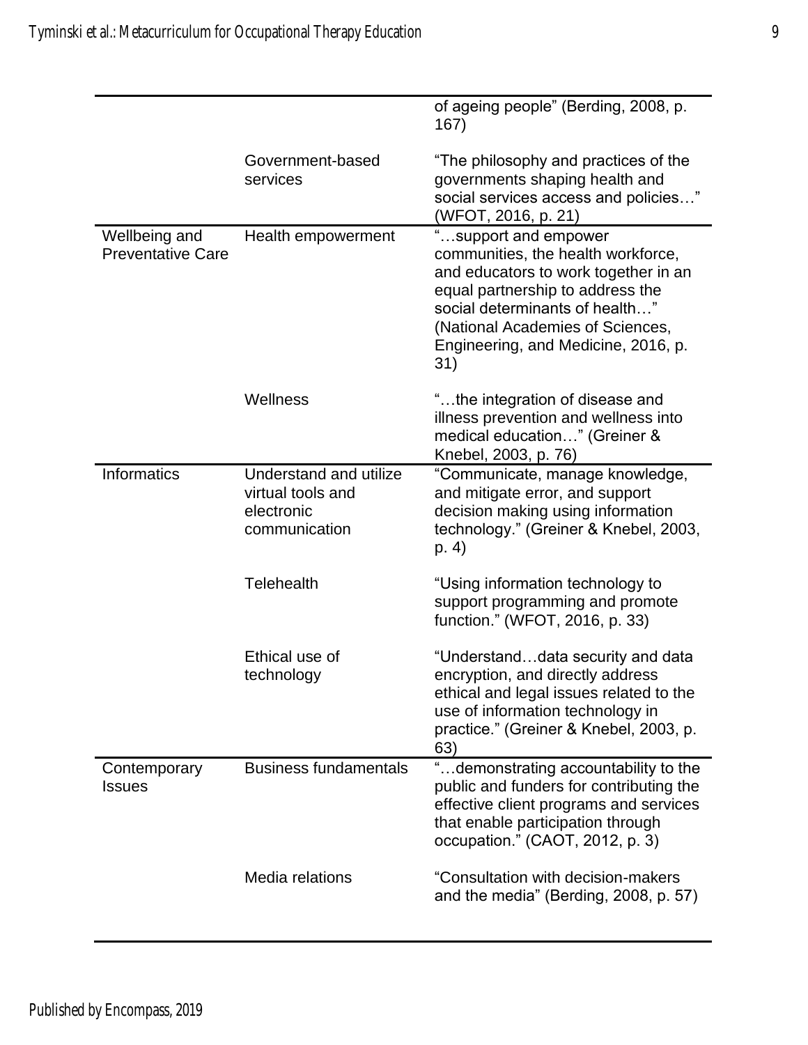| | | |
|---|---|---|
| | | of ageing people" (Berding, 2008, p. 167) |
| | Government-based services | "The philosophy and practices of the governments shaping health and social services access and policies…" (WFOT, 2016, p. 21) |
| Wellbeing and Preventative Care | Health empowerment | "…support and empower communities, the health workforce, and educators to work together in an equal partnership to address the social determinants of health…" (National Academies of Sciences, Engineering, and Medicine, 2016, p. 31) |
| | Wellness | "…the integration of disease and illness prevention and wellness into medical education…" (Greiner & Knebel, 2003, p. 76) |
| Informatics | Understand and utilize virtual tools and electronic communication | "Communicate, manage knowledge, and mitigate error, and support decision making using information technology." (Greiner & Knebel, 2003, p. 4) |
| | Telehealth | "Using information technology to support programming and promote function." (WFOT, 2016, p. 33) |
| | Ethical use of technology | "Understand…data security and data encryption, and directly address ethical and legal issues related to the use of information technology in practice." (Greiner & Knebel, 2003, p. 63) |
| Contemporary Issues | Business fundamentals | "…demonstrating accountability to the public and funders for contributing the effective client programs and services that enable participation through occupation." (CAOT, 2012, p. 3) |
| | Media relations | "Consultation with decision-makers and the media" (Berding, 2008, p. 57) |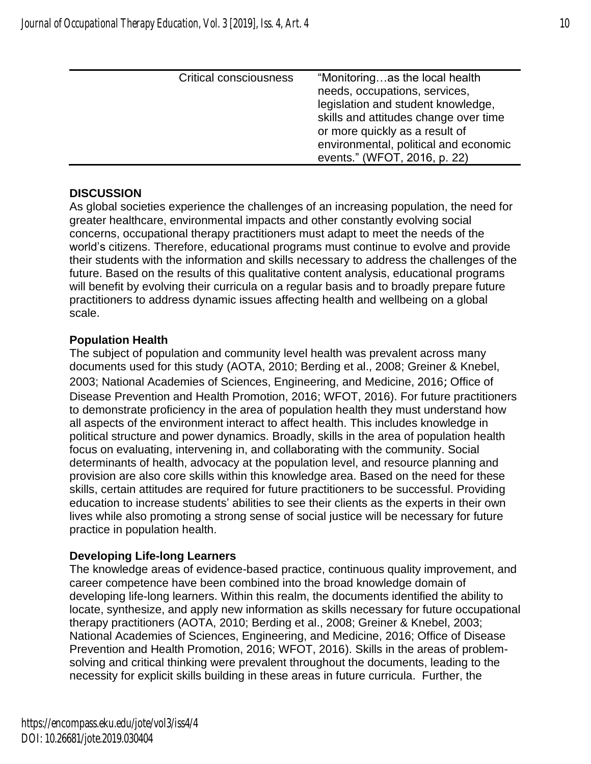| | | |
|---|---|---|
| | Critical consciousness | "Monitoring…as the local health needs, occupations, services, legislation and student knowledge, skills and attitudes change over time or more quickly as a result of environmental, political and economic events." (WFOT, 2016, p. 22) |

## DISCUSSION

As global societies experience the challenges of an increasing population, the need for greater healthcare, environmental impacts and other constantly evolving social concerns, occupational therapy practitioners must adapt to meet the needs of the world's citizens. Therefore, educational programs must continue to evolve and provide their students with the information and skills necessary to address the challenges of the future. Based on the results of this qualitative content analysis, educational programs will benefit by evolving their curricula on a regular basis and to broadly prepare future practitioners to address dynamic issues affecting health and wellbeing on a global scale.

### Population Health

The subject of population and community level health was prevalent across many documents used for this study (AOTA, 2010; Berding et al., 2008; Greiner & Knebel, 2003; National Academies of Sciences, Engineering, and Medicine, 2016; Office of Disease Prevention and Health Promotion, 2016; WFOT, 2016). For future practitioners to demonstrate proficiency in the area of population health they must understand how all aspects of the environment interact to affect health. This includes knowledge in political structure and power dynamics. Broadly, skills in the area of population health focus on evaluating, intervening in, and collaborating with the community. Social determinants of health, advocacy at the population level, and resource planning and provision are also core skills within this knowledge area. Based on the need for these skills, certain attitudes are required for future practitioners to be successful. Providing education to increase students' abilities to see their clients as the experts in their own lives while also promoting a strong sense of social justice will be necessary for future practice in population health.

### Developing Life-long Learners

The knowledge areas of evidence-based practice, continuous quality improvement, and career competence have been combined into the broad knowledge domain of developing life-long learners. Within this realm, the documents identified the ability to locate, synthesize, and apply new information as skills necessary for future occupational therapy practitioners (AOTA, 2010; Berding et al., 2008; Greiner & Knebel, 2003; National Academies of Sciences, Engineering, and Medicine, 2016; Office of Disease Prevention and Health Promotion, 2016; WFOT, 2016). Skills in the areas of problem-solving and critical thinking were prevalent throughout the documents, leading to the necessity for explicit skills building in these areas in future curricula. Further, the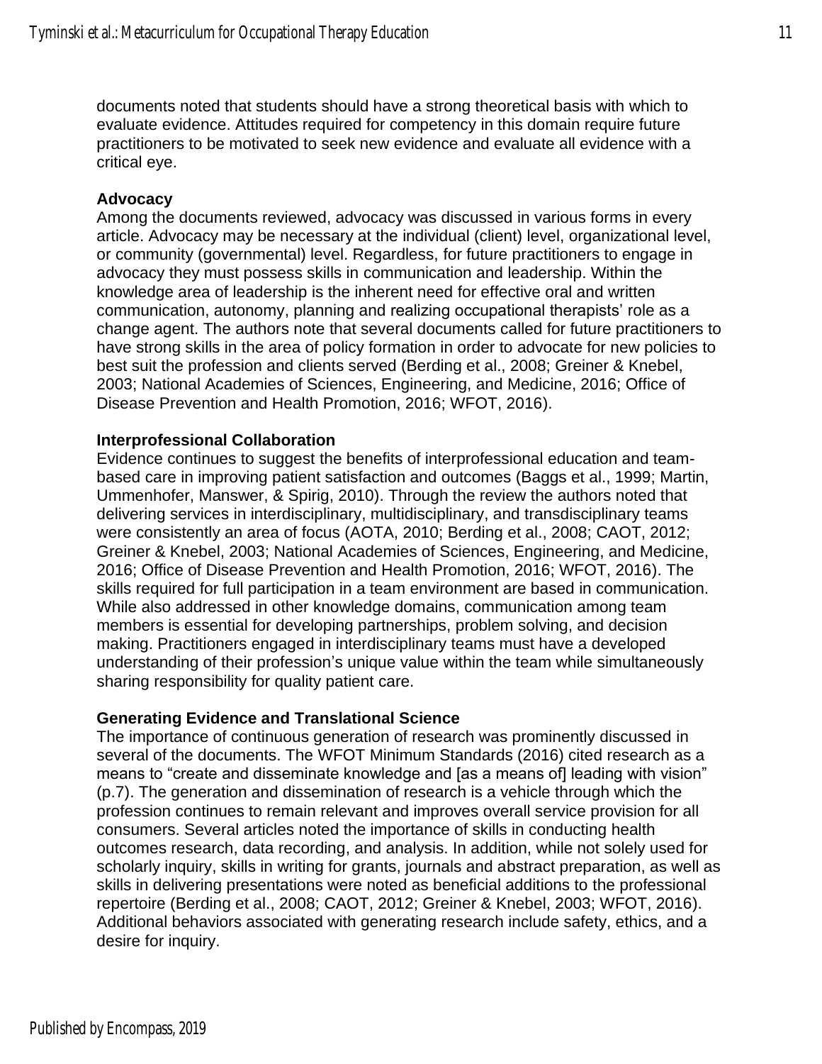documents noted that students should have a strong theoretical basis with which to evaluate evidence. Attitudes required for competency in this domain require future practitioners to be motivated to seek new evidence and evaluate all evidence with a critical eye.

### Advocacy

Among the documents reviewed, advocacy was discussed in various forms in every article. Advocacy may be necessary at the individual (client) level, organizational level, or community (governmental) level. Regardless, for future practitioners to engage in advocacy they must possess skills in communication and leadership. Within the knowledge area of leadership is the inherent need for effective oral and written communication, autonomy, planning and realizing occupational therapists' role as a change agent. The authors note that several documents called for future practitioners to have strong skills in the area of policy formation in order to advocate for new policies to best suit the profession and clients served (Berding et al., 2008; Greiner & Knebel, 2003; National Academies of Sciences, Engineering, and Medicine, 2016; Office of Disease Prevention and Health Promotion, 2016; WFOT, 2016).

### Interprofessional Collaboration

Evidence continues to suggest the benefits of interprofessional education and team-based care in improving patient satisfaction and outcomes (Baggs et al., 1999; Martin, Ummenhofer, Manswer, & Spirig, 2010). Through the review the authors noted that delivering services in interdisciplinary, multidisciplinary, and transdisciplinary teams were consistently an area of focus (AOTA, 2010; Berding et al., 2008; CAOT, 2012; Greiner & Knebel, 2003; National Academies of Sciences, Engineering, and Medicine, 2016; Office of Disease Prevention and Health Promotion, 2016; WFOT, 2016). The skills required for full participation in a team environment are based in communication. While also addressed in other knowledge domains, communication among team members is essential for developing partnerships, problem solving, and decision making. Practitioners engaged in interdisciplinary teams must have a developed understanding of their profession's unique value within the team while simultaneously sharing responsibility for quality patient care.

### Generating Evidence and Translational Science

The importance of continuous generation of research was prominently discussed in several of the documents. The WFOT Minimum Standards (2016) cited research as a means to "create and disseminate knowledge and [as a means of] leading with vision" (p.7). The generation and dissemination of research is a vehicle through which the profession continues to remain relevant and improves overall service provision for all consumers. Several articles noted the importance of skills in conducting health outcomes research, data recording, and analysis. In addition, while not solely used for scholarly inquiry, skills in writing for grants, journals and abstract preparation, as well as skills in delivering presentations were noted as beneficial additions to the professional repertoire (Berding et al., 2008; CAOT, 2012; Greiner & Knebel, 2003; WFOT, 2016). Additional behaviors associated with generating research include safety, ethics, and a desire for inquiry.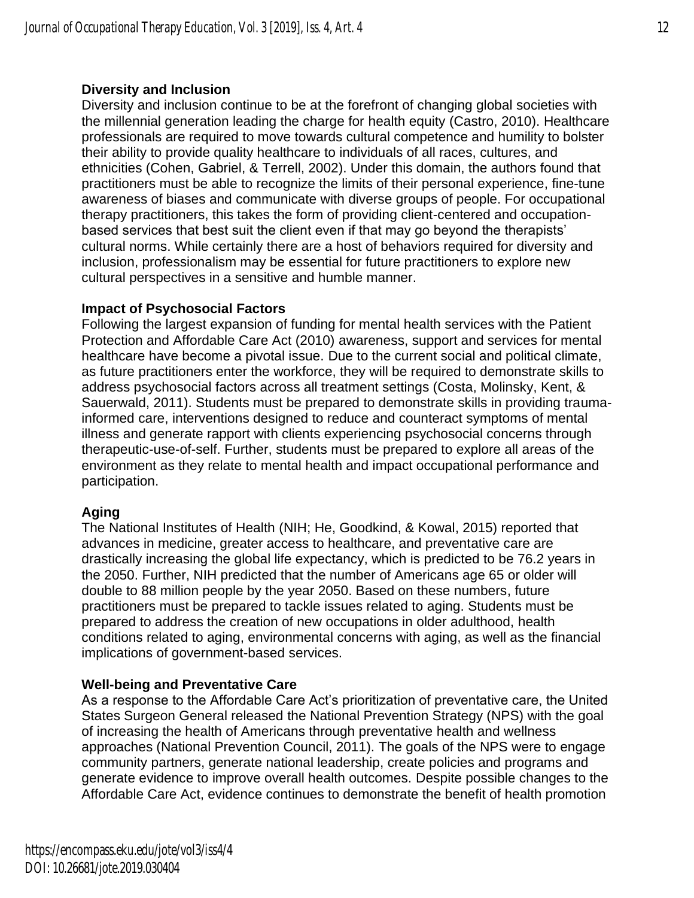**Diversity and Inclusion**

Diversity and inclusion continue to be at the forefront of changing global societies with the millennial generation leading the charge for health equity (Castro, 2010). Healthcare professionals are required to move towards cultural competence and humility to bolster their ability to provide quality healthcare to individuals of all races, cultures, and ethnicities (Cohen, Gabriel, & Terrell, 2002). Under this domain, the authors found that practitioners must be able to recognize the limits of their personal experience, fine-tune awareness of biases and communicate with diverse groups of people. For occupational therapy practitioners, this takes the form of providing client-centered and occupation-based services that best suit the client even if that may go beyond the therapists' cultural norms. While certainly there are a host of behaviors required for diversity and inclusion, professionalism may be essential for future practitioners to explore new cultural perspectives in a sensitive and humble manner.

**Impact of Psychosocial Factors**

Following the largest expansion of funding for mental health services with the Patient Protection and Affordable Care Act (2010) awareness, support and services for mental healthcare have become a pivotal issue. Due to the current social and political climate, as future practitioners enter the workforce, they will be required to demonstrate skills to address psychosocial factors across all treatment settings (Costa, Molinsky, Kent, & Sauerwald, 2011). Students must be prepared to demonstrate skills in providing trauma-informed care, interventions designed to reduce and counteract symptoms of mental illness and generate rapport with clients experiencing psychosocial concerns through therapeutic-use-of-self. Further, students must be prepared to explore all areas of the environment as they relate to mental health and impact occupational performance and participation.

**Aging**

The National Institutes of Health (NIH; He, Goodkind, & Kowal, 2015) reported that advances in medicine, greater access to healthcare, and preventative care are drastically increasing the global life expectancy, which is predicted to be 76.2 years in the 2050. Further, NIH predicted that the number of Americans age 65 or older will double to 88 million people by the year 2050. Based on these numbers, future practitioners must be prepared to tackle issues related to aging. Students must be prepared to address the creation of new occupations in older adulthood, health conditions related to aging, environmental concerns with aging, as well as the financial implications of government-based services.

**Well-being and Preventative Care**

As a response to the Affordable Care Act's prioritization of preventative care, the United States Surgeon General released the National Prevention Strategy (NPS) with the goal of increasing the health of Americans through preventative health and wellness approaches (National Prevention Council, 2011). The goals of the NPS were to engage community partners, generate national leadership, create policies and programs and generate evidence to improve overall health outcomes. Despite possible changes to the Affordable Care Act, evidence continues to demonstrate the benefit of health promotion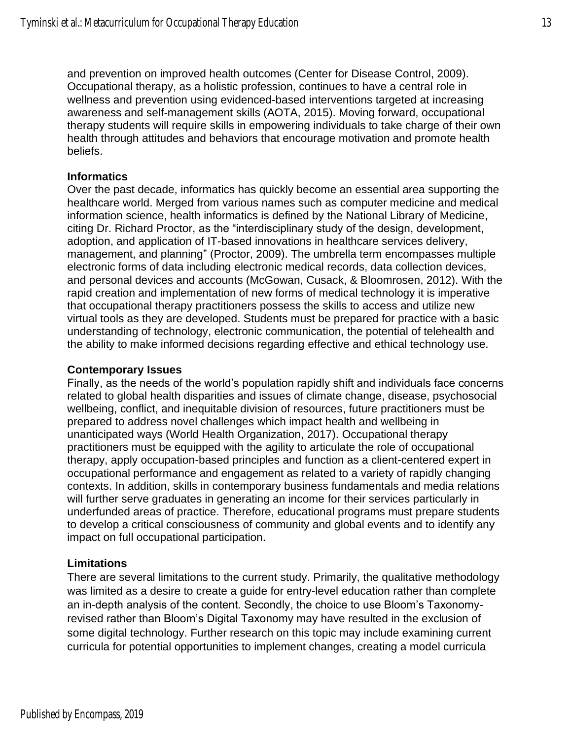and prevention on improved health outcomes (Center for Disease Control, 2009). Occupational therapy, as a holistic profession, continues to have a central role in wellness and prevention using evidenced-based interventions targeted at increasing awareness and self-management skills (AOTA, 2015). Moving forward, occupational therapy students will require skills in empowering individuals to take charge of their own health through attitudes and behaviors that encourage motivation and promote health beliefs.

**Informatics**

Over the past decade, informatics has quickly become an essential area supporting the healthcare world. Merged from various names such as computer medicine and medical information science, health informatics is defined by the National Library of Medicine, citing Dr. Richard Proctor, as the "interdisciplinary study of the design, development, adoption, and application of IT-based innovations in healthcare services delivery, management, and planning" (Proctor, 2009). The umbrella term encompasses multiple electronic forms of data including electronic medical records, data collection devices, and personal devices and accounts (McGowan, Cusack, & Bloomrosen, 2012). With the rapid creation and implementation of new forms of medical technology it is imperative that occupational therapy practitioners possess the skills to access and utilize new virtual tools as they are developed. Students must be prepared for practice with a basic understanding of technology, electronic communication, the potential of telehealth and the ability to make informed decisions regarding effective and ethical technology use.

**Contemporary Issues**

Finally, as the needs of the world's population rapidly shift and individuals face concerns related to global health disparities and issues of climate change, disease, psychosocial wellbeing, conflict, and inequitable division of resources, future practitioners must be prepared to address novel challenges which impact health and wellbeing in unanticipated ways (World Health Organization, 2017). Occupational therapy practitioners must be equipped with the agility to articulate the role of occupational therapy, apply occupation-based principles and function as a client-centered expert in occupational performance and engagement as related to a variety of rapidly changing contexts. In addition, skills in contemporary business fundamentals and media relations will further serve graduates in generating an income for their services particularly in underfunded areas of practice. Therefore, educational programs must prepare students to develop a critical consciousness of community and global events and to identify any impact on full occupational participation.

**Limitations**

There are several limitations to the current study. Primarily, the qualitative methodology was limited as a desire to create a guide for entry-level education rather than complete an in-depth analysis of the content. Secondly, the choice to use Bloom's Taxonomy-revised rather than Bloom's Digital Taxonomy may have resulted in the exclusion of some digital technology. Further research on this topic may include examining current curricula for potential opportunities to implement changes, creating a model curricula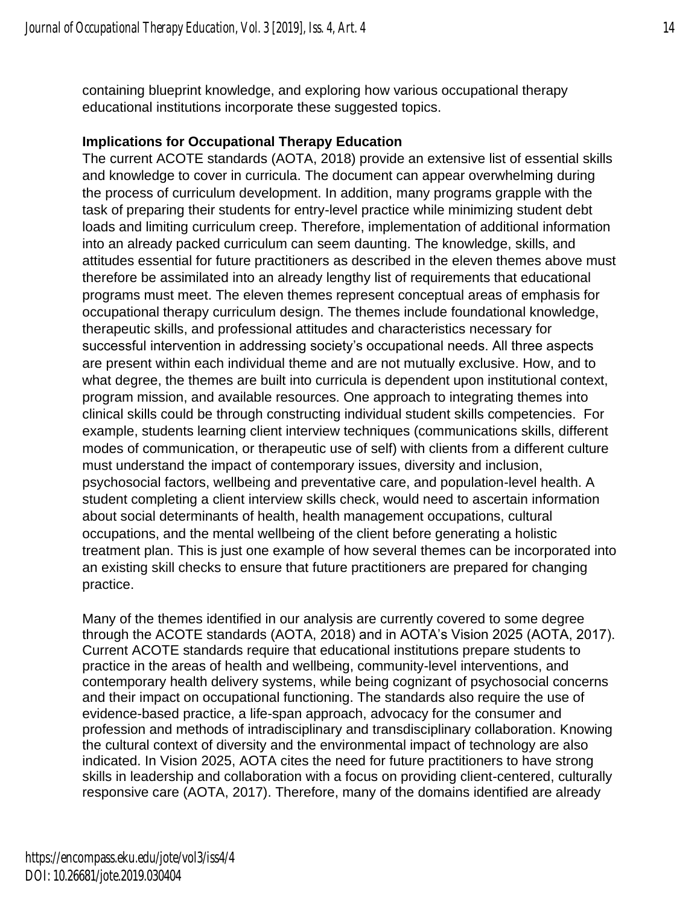containing blueprint knowledge, and exploring how various occupational therapy educational institutions incorporate these suggested topics.

**Implications for Occupational Therapy Education**

The current ACOTE standards (AOTA, 2018) provide an extensive list of essential skills and knowledge to cover in curricula. The document can appear overwhelming during the process of curriculum development. In addition, many programs grapple with the task of preparing their students for entry-level practice while minimizing student debt loads and limiting curriculum creep. Therefore, implementation of additional information into an already packed curriculum can seem daunting. The knowledge, skills, and attitudes essential for future practitioners as described in the eleven themes above must therefore be assimilated into an already lengthy list of requirements that educational programs must meet. The eleven themes represent conceptual areas of emphasis for occupational therapy curriculum design. The themes include foundational knowledge, therapeutic skills, and professional attitudes and characteristics necessary for successful intervention in addressing society's occupational needs. All three aspects are present within each individual theme and are not mutually exclusive. How, and to what degree, the themes are built into curricula is dependent upon institutional context, program mission, and available resources. One approach to integrating themes into clinical skills could be through constructing individual student skills competencies. For example, students learning client interview techniques (communications skills, different modes of communication, or therapeutic use of self) with clients from a different culture must understand the impact of contemporary issues, diversity and inclusion, psychosocial factors, wellbeing and preventative care, and population-level health. A student completing a client interview skills check, would need to ascertain information about social determinants of health, health management occupations, cultural occupations, and the mental wellbeing of the client before generating a holistic treatment plan. This is just one example of how several themes can be incorporated into an existing skill checks to ensure that future practitioners are prepared for changing practice.

Many of the themes identified in our analysis are currently covered to some degree through the ACOTE standards (AOTA, 2018) and in AOTA's Vision 2025 (AOTA, 2017). Current ACOTE standards require that educational institutions prepare students to practice in the areas of health and wellbeing, community-level interventions, and contemporary health delivery systems, while being cognizant of psychosocial concerns and their impact on occupational functioning. The standards also require the use of evidence-based practice, a life-span approach, advocacy for the consumer and profession and methods of intradisciplinary and transdisciplinary collaboration. Knowing the cultural context of diversity and the environmental impact of technology are also indicated. In Vision 2025, AOTA cites the need for future practitioners to have strong skills in leadership and collaboration with a focus on providing client-centered, culturally responsive care (AOTA, 2017). Therefore, many of the domains identified are already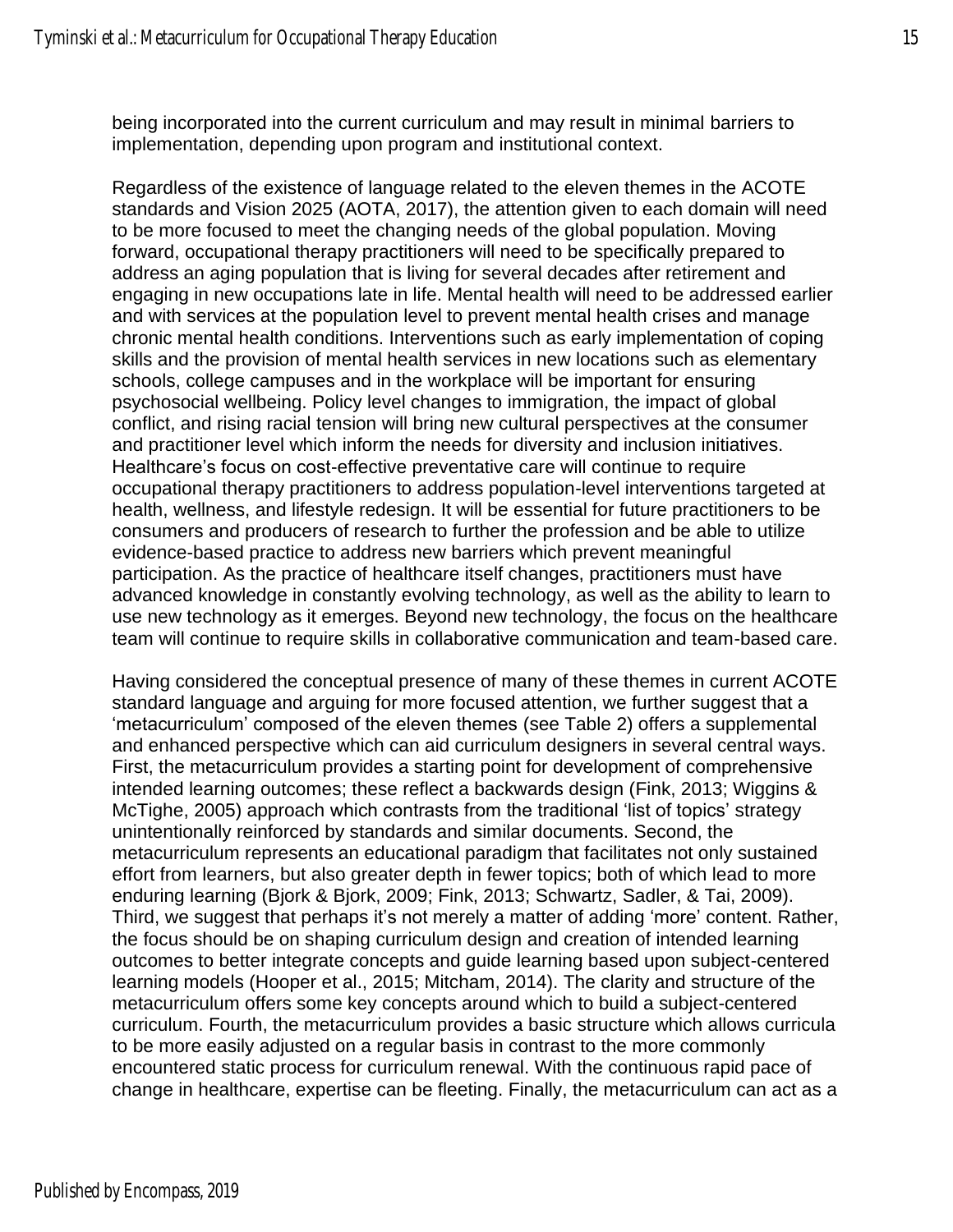being incorporated into the current curriculum and may result in minimal barriers to implementation, depending upon program and institutional context.

Regardless of the existence of language related to the eleven themes in the ACOTE standards and Vision 2025 (AOTA, 2017), the attention given to each domain will need to be more focused to meet the changing needs of the global population. Moving forward, occupational therapy practitioners will need to be specifically prepared to address an aging population that is living for several decades after retirement and engaging in new occupations late in life. Mental health will need to be addressed earlier and with services at the population level to prevent mental health crises and manage chronic mental health conditions. Interventions such as early implementation of coping skills and the provision of mental health services in new locations such as elementary schools, college campuses and in the workplace will be important for ensuring psychosocial wellbeing. Policy level changes to immigration, the impact of global conflict, and rising racial tension will bring new cultural perspectives at the consumer and practitioner level which inform the needs for diversity and inclusion initiatives. Healthcare's focus on cost-effective preventative care will continue to require occupational therapy practitioners to address population-level interventions targeted at health, wellness, and lifestyle redesign. It will be essential for future practitioners to be consumers and producers of research to further the profession and be able to utilize evidence-based practice to address new barriers which prevent meaningful participation. As the practice of healthcare itself changes, practitioners must have advanced knowledge in constantly evolving technology, as well as the ability to learn to use new technology as it emerges. Beyond new technology, the focus on the healthcare team will continue to require skills in collaborative communication and team-based care.

Having considered the conceptual presence of many of these themes in current ACOTE standard language and arguing for more focused attention, we further suggest that a 'metacurriculum' composed of the eleven themes (see Table 2) offers a supplemental and enhanced perspective which can aid curriculum designers in several central ways. First, the metacurriculum provides a starting point for development of comprehensive intended learning outcomes; these reflect a backwards design (Fink, 2013; Wiggins & McTighe, 2005) approach which contrasts from the traditional 'list of topics' strategy unintentionally reinforced by standards and similar documents. Second, the metacurriculum represents an educational paradigm that facilitates not only sustained effort from learners, but also greater depth in fewer topics; both of which lead to more enduring learning (Bjork & Bjork, 2009; Fink, 2013; Schwartz, Sadler, & Tai, 2009). Third, we suggest that perhaps it's not merely a matter of adding 'more' content. Rather, the focus should be on shaping curriculum design and creation of intended learning outcomes to better integrate concepts and guide learning based upon subject-centered learning models (Hooper et al., 2015; Mitcham, 2014). The clarity and structure of the metacurriculum offers some key concepts around which to build a subject-centered curriculum. Fourth, the metacurriculum provides a basic structure which allows curricula to be more easily adjusted on a regular basis in contrast to the more commonly encountered static process for curriculum renewal. With the continuous rapid pace of change in healthcare, expertise can be fleeting. Finally, the metacurriculum can act as a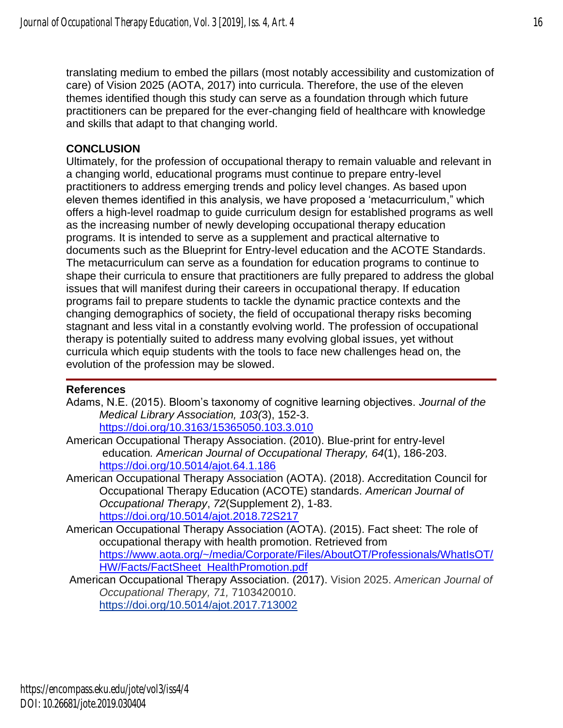translating medium to embed the pillars (most notably accessibility and customization of care) of Vision 2025 (AOTA, 2017) into curricula. Therefore, the use of the eleven themes identified though this study can serve as a foundation through which future practitioners can be prepared for the ever-changing field of healthcare with knowledge and skills that adapt to that changing world.

## CONCLUSION

Ultimately, for the profession of occupational therapy to remain valuable and relevant in a changing world, educational programs must continue to prepare entry-level practitioners to address emerging trends and policy level changes. As based upon eleven themes identified in this analysis, we have proposed a 'metacurriculum," which offers a high-level roadmap to guide curriculum design for established programs as well as the increasing number of newly developing occupational therapy education programs. It is intended to serve as a supplement and practical alternative to documents such as the Blueprint for Entry-level education and the ACOTE Standards. The metacurriculum can serve as a foundation for education programs to continue to shape their curricula to ensure that practitioners are fully prepared to address the global issues that will manifest during their careers in occupational therapy. If education programs fail to prepare students to tackle the dynamic practice contexts and the changing demographics of society, the field of occupational therapy risks becoming stagnant and less vital in a constantly evolving world. The profession of occupational therapy is potentially suited to address many evolving global issues, yet without curricula which equip students with the tools to face new challenges head on, the evolution of the profession may be slowed.

## References

Adams, N.E. (2015). Bloom's taxonomy of cognitive learning objectives. *Journal of the Medical Library Association, 103(*3), 152-3. https://doi.org/10.3163/15365050.103.3.010

American Occupational Therapy Association. (2010). Blue-print for entry-level education*. American Journal of Occupational Therapy, 64*(1), 186-203. https://doi.org/10.5014/ajot.64.1.186

American Occupational Therapy Association (AOTA). (2018). Accreditation Council for Occupational Therapy Education (ACOTE) standards. *American Journal of Occupational Therapy*, *72*(Supplement 2), 1-83. https://doi.org/10.5014/ajot.2018.72S217

American Occupational Therapy Association (AOTA). (2015). Fact sheet: The role of occupational therapy with health promotion. Retrieved from https://www.aota.org/~/media/Corporate/Files/AboutOT/Professionals/WhatIsOT/HW/Facts/FactSheet_HealthPromotion.pdf

American Occupational Therapy Association. (2017). Vision 2025. *American Journal of Occupational Therapy, 71,* 7103420010. https://doi.org/10.5014/ajot.2017.713002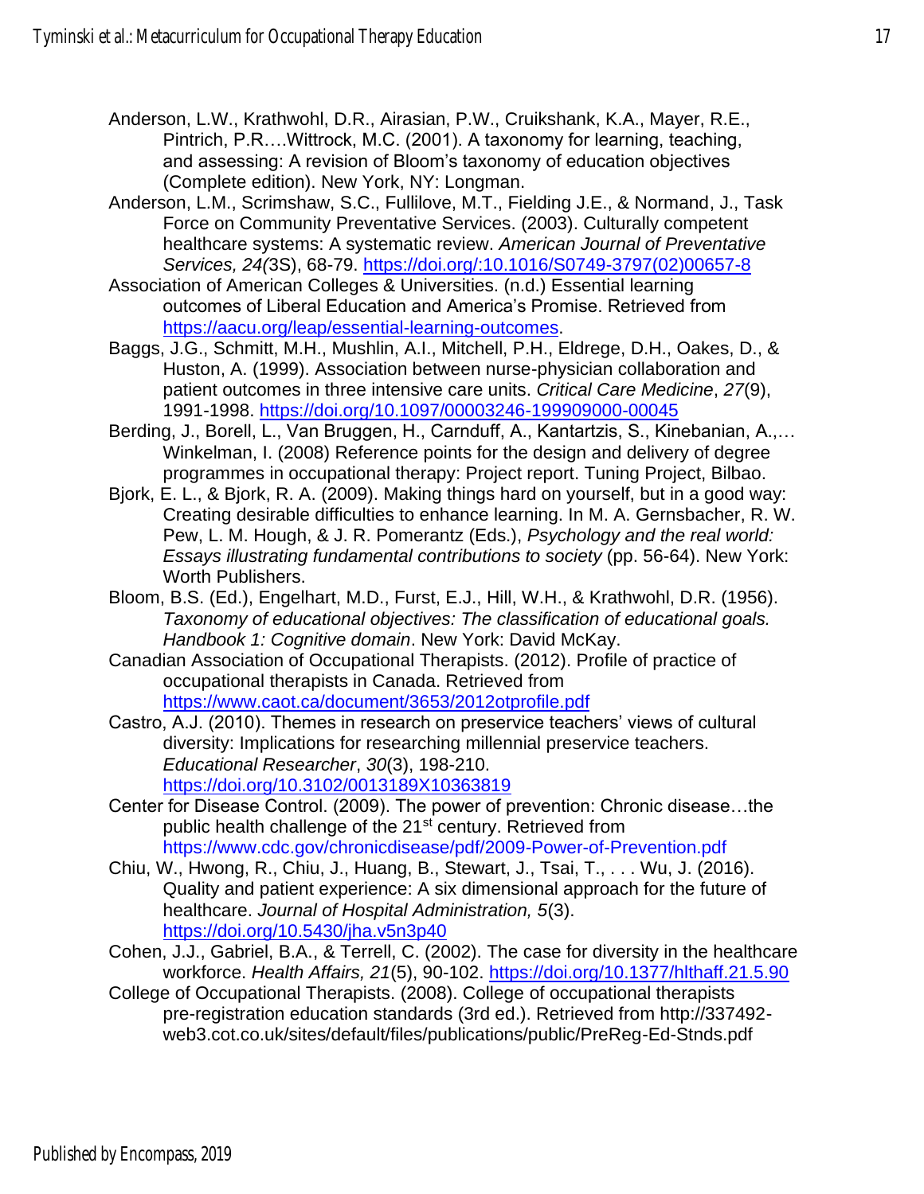Anderson, L.W., Krathwohl, D.R., Airasian, P.W., Cruikshank, K.A., Mayer, R.E., Pintrich, P.R.…Wittrock, M.C. (2001). A taxonomy for learning, teaching, and assessing: A revision of Bloom's taxonomy of education objectives (Complete edition). New York, NY: Longman.

Anderson, L.M., Scrimshaw, S.C., Fullilove, M.T., Fielding J.E., & Normand, J., Task Force on Community Preventative Services. (2003). Culturally competent healthcare systems: A systematic review. *American Journal of Preventative Services, 24(*3S), 68-79. https://doi.org/:10.1016/S0749-3797(02)00657-8

Association of American Colleges & Universities. (n.d.) Essential learning outcomes of Liberal Education and America's Promise. Retrieved from https://aacu.org/leap/essential-learning-outcomes.

Baggs, J.G., Schmitt, M.H., Mushlin, A.I., Mitchell, P.H., Eldrege, D.H., Oakes, D., & Huston, A. (1999). Association between nurse-physician collaboration and patient outcomes in three intensive care units. *Critical Care Medicine*, *27*(9), 1991-1998. https://doi.org/10.1097/00003246-199909000-00045

Berding, J., Borell, L., Van Bruggen, H., Carnduff, A., Kantartzis, S., Kinebanian, A.,… Winkelman, I. (2008) Reference points for the design and delivery of degree programmes in occupational therapy: Project report. Tuning Project, Bilbao.

Bjork, E. L., & Bjork, R. A. (2009). Making things hard on yourself, but in a good way: Creating desirable difficulties to enhance learning. In M. A. Gernsbacher, R. W. Pew, L. M. Hough, & J. R. Pomerantz (Eds.), *Psychology and the real world: Essays illustrating fundamental contributions to society* (pp. 56-64). New York: Worth Publishers.

Bloom, B.S. (Ed.), Engelhart, M.D., Furst, E.J., Hill, W.H., & Krathwohl, D.R. (1956). *Taxonomy of educational objectives: The classification of educational goals. Handbook 1: Cognitive domain*. New York: David McKay.

Canadian Association of Occupational Therapists. (2012). Profile of practice of occupational therapists in Canada. Retrieved from https://www.caot.ca/document/3653/2012otprofile.pdf

Castro, A.J. (2010). Themes in research on preservice teachers' views of cultural diversity: Implications for researching millennial preservice teachers. *Educational Researcher*, *30*(3), 198-210. https://doi.org/10.3102/0013189X10363819

Center for Disease Control. (2009). The power of prevention: Chronic disease…the public health challenge of the 21st century. Retrieved from https://www.cdc.gov/chronicdisease/pdf/2009-Power-of-Prevention.pdf

Chiu, W., Hwong, R., Chiu, J., Huang, B., Stewart, J., Tsai, T., . . . Wu, J. (2016). Quality and patient experience: A six dimensional approach for the future of healthcare. *Journal of Hospital Administration, 5*(3). https://doi.org/10.5430/jha.v5n3p40

Cohen, J.J., Gabriel, B.A., & Terrell, C. (2002). The case for diversity in the healthcare workforce. *Health Affairs, 21*(5), 90-102. https://doi.org/10.1377/hlthaff.21.5.90

College of Occupational Therapists. (2008). College of occupational therapists pre-registration education standards (3rd ed.). Retrieved from http://337492-web3.cot.co.uk/sites/default/files/publications/public/PreReg-Ed-Stnds.pdf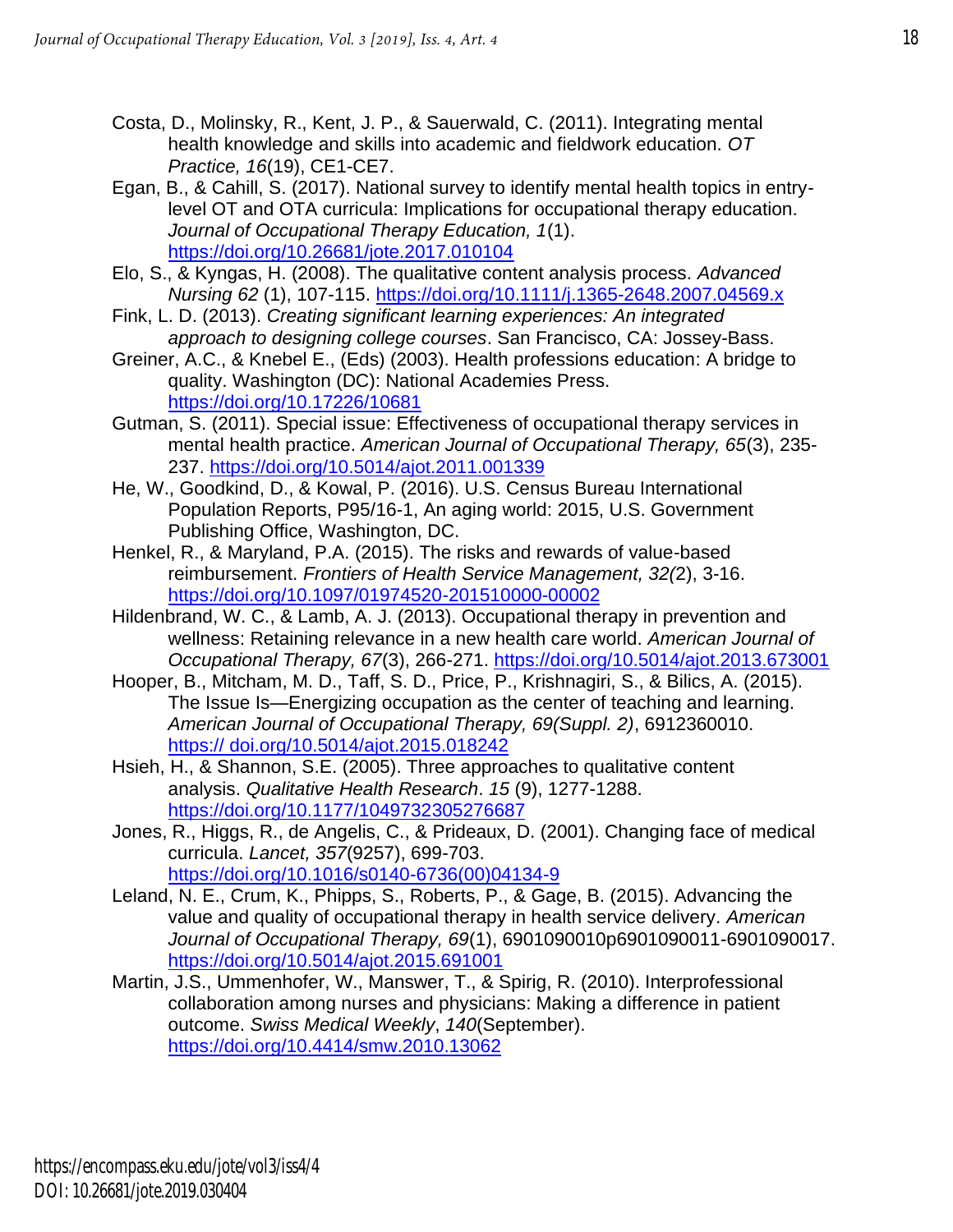Costa, D., Molinsky, R., Kent, J. P., & Sauerwald, C. (2011). Integrating mental health knowledge and skills into academic and fieldwork education. *OT Practice, 16*(19), CE1-CE7.

Egan, B., & Cahill, S. (2017). National survey to identify mental health topics in entry-level OT and OTA curricula: Implications for occupational therapy education. *Journal of Occupational Therapy Education, 1*(1). https://doi.org/10.26681/jote.2017.010104

Elo, S., & Kyngas, H. (2008). The qualitative content analysis process. *Advanced Nursing 62* (1), 107-115. https://doi.org/10.1111/j.1365-2648.2007.04569.x

Fink, L. D. (2013). *Creating significant learning experiences: An integrated approach to designing college courses*. San Francisco, CA: Jossey-Bass.

Greiner, A.C., & Knebel E., (Eds) (2003). Health professions education: A bridge to quality. Washington (DC): National Academies Press. https://doi.org/10.17226/10681

Gutman, S. (2011). Special issue: Effectiveness of occupational therapy services in mental health practice. *American Journal of Occupational Therapy, 65*(3), 235-237. https://doi.org/10.5014/ajot.2011.001339

He, W., Goodkind, D., & Kowal, P. (2016). U.S. Census Bureau International Population Reports, P95/16-1, An aging world: 2015, U.S. Government Publishing Office, Washington, DC.

Henkel, R., & Maryland, P.A. (2015). The risks and rewards of value-based reimbursement. *Frontiers of Health Service Management, 32(*2), 3-16. https://doi.org/10.1097/01974520-201510000-00002

Hildenbrand, W. C., & Lamb, A. J. (2013). Occupational therapy in prevention and wellness: Retaining relevance in a new health care world. *American Journal of Occupational Therapy, 67*(3), 266-271. https://doi.org/10.5014/ajot.2013.673001

Hooper, B., Mitcham, M. D., Taff, S. D., Price, P., Krishnagiri, S., & Bilics, A. (2015). The Issue Is—Energizing occupation as the center of teaching and learning. *American Journal of Occupational Therapy, 69(Suppl. 2)*, 6912360010. https:// doi.org/10.5014/ajot.2015.018242

Hsieh, H., & Shannon, S.E. (2005). Three approaches to qualitative content analysis. *Qualitative Health Research*. *15* (9), 1277-1288. https://doi.org/10.1177/1049732305276687

Jones, R., Higgs, R., de Angelis, C., & Prideaux, D. (2001). Changing face of medical curricula. *Lancet, 357*(9257), 699-703. https://doi.org/10.1016/s0140-6736(00)04134-9

Leland, N. E., Crum, K., Phipps, S., Roberts, P., & Gage, B. (2015). Advancing the value and quality of occupational therapy in health service delivery. *American Journal of Occupational Therapy, 69*(1), 6901090010p6901090011-6901090017. https://doi.org/10.5014/ajot.2015.691001

Martin, J.S., Ummenhofer, W., Manswer, T., & Spirig, R. (2010). Interprofessional collaboration among nurses and physicians: Making a difference in patient outcome. *Swiss Medical Weekly*, *140*(September). https://doi.org/10.4414/smw.2010.13062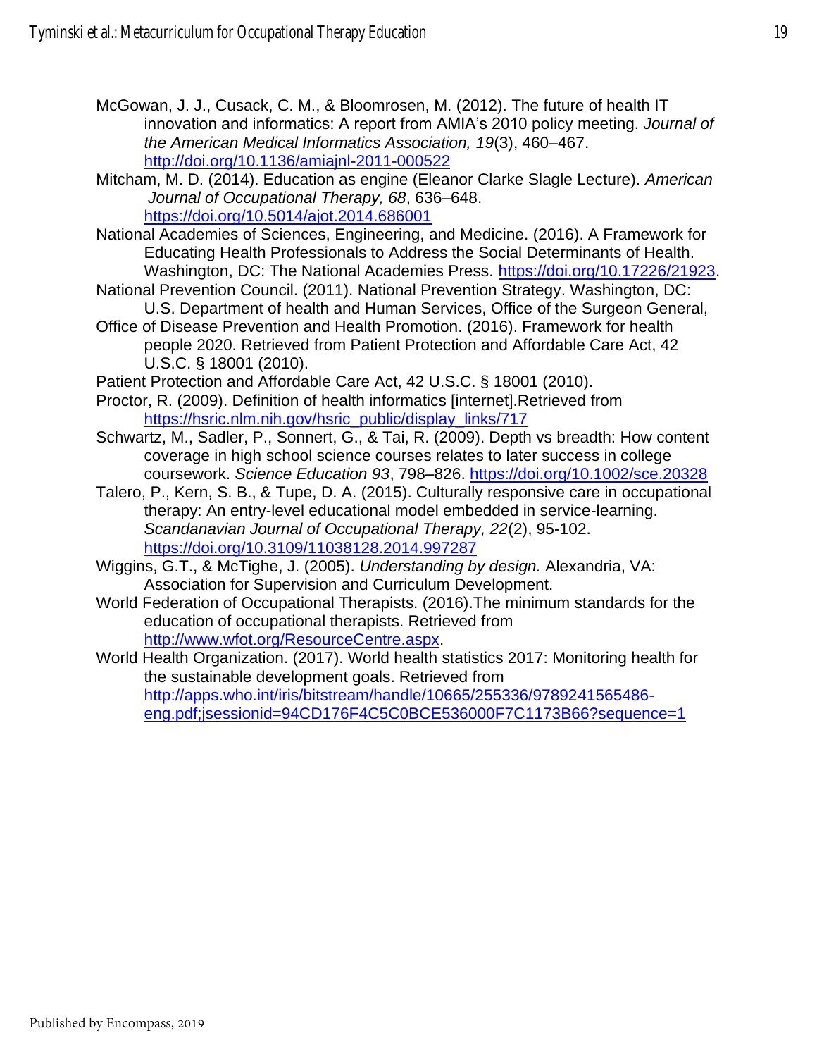McGowan, J. J., Cusack, C. M., & Bloomrosen, M. (2012). The future of health IT innovation and informatics: A report from AMIA's 2010 policy meeting. *Journal of the American Medical Informatics Association, 19*(3), 460–467. http://doi.org/10.1136/amiajnl-2011-000522

Mitcham, M. D. (2014). Education as engine (Eleanor Clarke Slagle Lecture). *American Journal of Occupational Therapy, 68*, 636–648. https://doi.org/10.5014/ajot.2014.686001

National Academies of Sciences, Engineering, and Medicine. (2016). A Framework for Educating Health Professionals to Address the Social Determinants of Health. Washington, DC: The National Academies Press. https://doi.org/10.17226/21923.

National Prevention Council. (2011). National Prevention Strategy. Washington, DC: U.S. Department of health and Human Services, Office of the Surgeon General,

Office of Disease Prevention and Health Promotion. (2016). Framework for health people 2020. Retrieved from Patient Protection and Affordable Care Act, 42 U.S.C. § 18001 (2010).

Patient Protection and Affordable Care Act, 42 U.S.C. § 18001 (2010).

Proctor, R. (2009). Definition of health informatics [internet].Retrieved from https://hsric.nlm.nih.gov/hsric_public/display_links/717

Schwartz, M., Sadler, P., Sonnert, G., & Tai, R. (2009). Depth vs breadth: How content coverage in high school science courses relates to later success in college coursework. *Science Education 93*, 798–826. https://doi.org/10.1002/sce.20328

Talero, P., Kern, S. B., & Tupe, D. A. (2015). Culturally responsive care in occupational therapy: An entry-level educational model embedded in service-learning. *Scandanavian Journal of Occupational Therapy, 22*(2), 95-102. https://doi.org/10.3109/11038128.2014.997287

Wiggins, G.T., & McTighe, J. (2005). *Understanding by design.* Alexandria, VA: Association for Supervision and Curriculum Development.

World Federation of Occupational Therapists. (2016).The minimum standards for the education of occupational therapists. Retrieved from http://www.wfot.org/ResourceCentre.aspx.

World Health Organization. (2017). World health statistics 2017: Monitoring health for the sustainable development goals. Retrieved from http://apps.who.int/iris/bitstream/handle/10665/255336/9789241565486-eng.pdf;jsessionid=94CD176F4C5C0BCE536000F7C1173B66?sequence=1